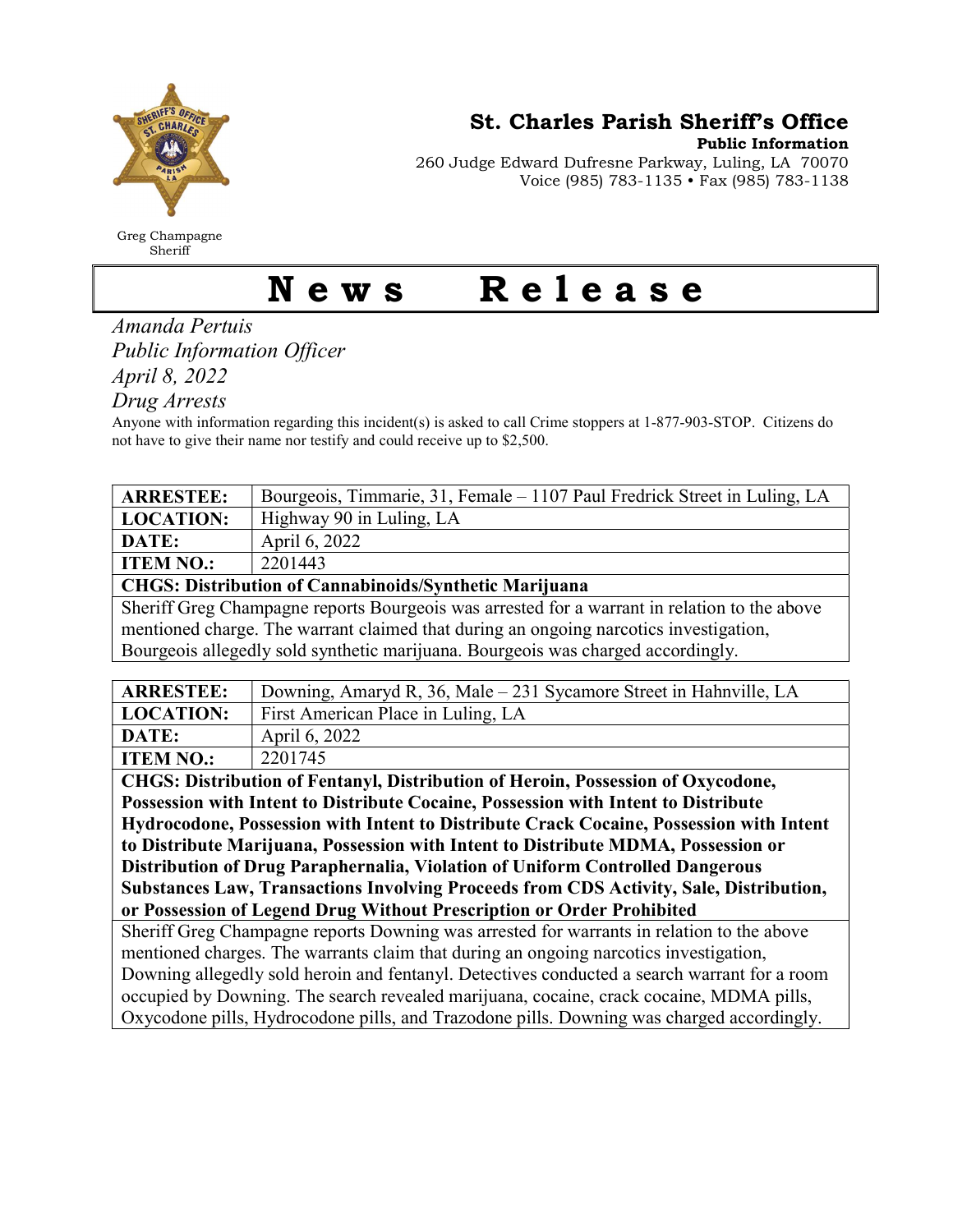Greg Champagne
Sheriff

**St. Charles Parish Sheriff's Office**
**Public Information**
260 Judge Edward Dufresne Parkway, Luling, LA 70070
Voice (985) 783-1135 • Fax (985) 783-1138

# News Release

*Amanda Pertuis*
*Public Information Officer*
*April 8, 2022*
*Drug Arrests*

Anyone with information regarding this incident(s) is asked to call Crime stoppers at 1-877-903-STOP. Citizens do not have to give their name nor testify and could receive up to $2,500.

| **ARRESTEE:** | Bourgeois, Timmarie, 31, Female – 1107 Paul Fredrick Street in Luling, LA |
|---|---|
| **LOCATION:** | Highway 90 in Luling, LA |
| **DATE:** | April 6, 2022 |
| **ITEM NO.:** | 2201443 |
| **CHGS: Distribution of Cannabinoids/Synthetic Marijuana** | |
| Sheriff Greg Champagne reports Bourgeois was arrested for a warrant in relation to the above mentioned charge. The warrant claimed that during an ongoing narcotics investigation, Bourgeois allegedly sold synthetic marijuana. Bourgeois was charged accordingly. | |

| **ARRESTEE:** | Downing, Amaryd R, 36, Male – 231 Sycamore Street in Hahnville, LA |
|---|---|
| **LOCATION:** | First American Place in Luling, LA |
| **DATE:** | April 6, 2022 |
| **ITEM NO.:** | 2201745 |
| **CHGS: Distribution of Fentanyl, Distribution of Heroin, Possession of Oxycodone, Possession with Intent to Distribute Cocaine, Possession with Intent to Distribute Hydrocodone, Possession with Intent to Distribute Crack Cocaine, Possession with Intent to Distribute Marijuana, Possession with Intent to Distribute MDMA, Possession or Distribution of Drug Paraphernalia, Violation of Uniform Controlled Dangerous Substances Law, Transactions Involving Proceeds from CDS Activity, Sale, Distribution, or Possession of Legend Drug Without Prescription or Order Prohibited** | |
| Sheriff Greg Champagne reports Downing was arrested for warrants in relation to the above mentioned charges. The warrants claim that during an ongoing narcotics investigation, Downing allegedly sold heroin and fentanyl. Detectives conducted a search warrant for a room occupied by Downing. The search revealed marijuana, cocaine, crack cocaine, MDMA pills, Oxycodone pills, Hydrocodone pills, and Trazodone pills. Downing was charged accordingly. | |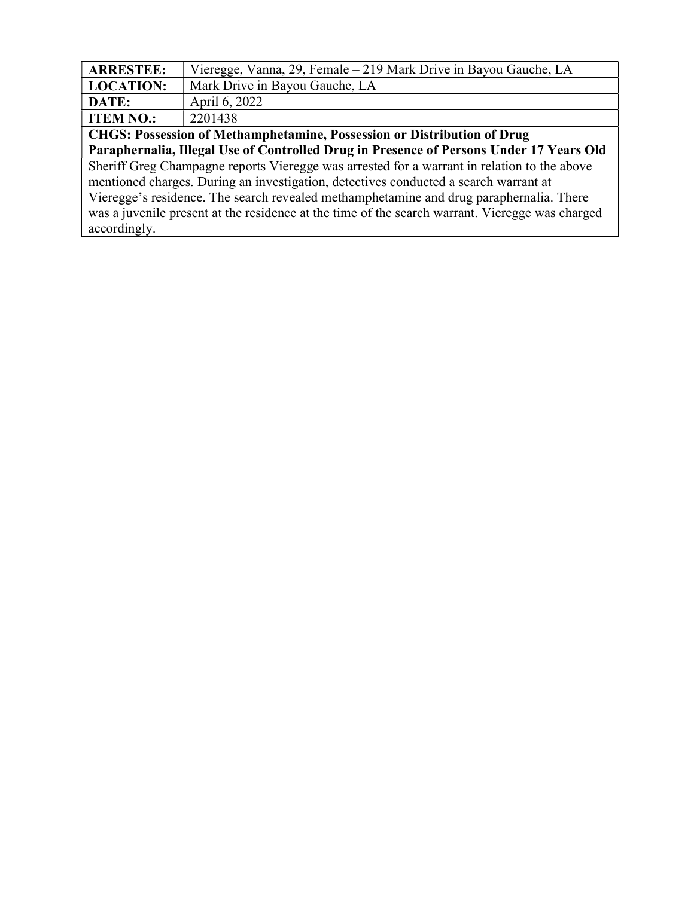| | |
|---|---|
| **ARRESTEE:** | Vieregge, Vanna, 29, Female – 219 Mark Drive in Bayou Gauche, LA |
| **LOCATION:** | Mark Drive in Bayou Gauche, LA |
| **DATE:** | April 6, 2022 |
| **ITEM NO.:** | 2201438 |
| **CHGS: Possession of Methamphetamine, Possession or Distribution of Drug Paraphernalia, Illegal Use of Controlled Drug in Presence of Persons Under 17 Years Old** | |
| Sheriff Greg Champagne reports Vieregge was arrested for a warrant in relation to the above mentioned charges. During an investigation, detectives conducted a search warrant at Vieregge's residence. The search revealed methamphetamine and drug paraphernalia. There was a juvenile present at the residence at the time of the search warrant. Vieregge was charged accordingly. | |